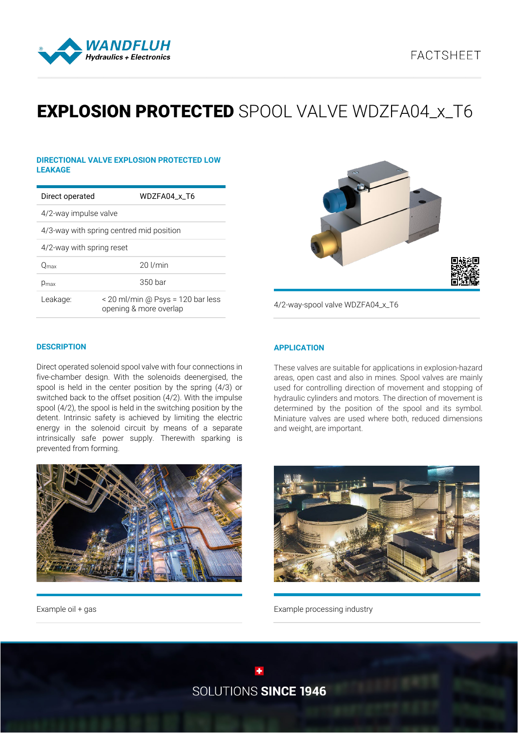# **EXPLOSION PROTECTED** SPOOL VALVE WDZFA04_x_T6

## DIRECTIONAL VALVE EXPLOSION PROTECTED LOW LEAKAGE

| Direct operated | WDZFA04_x_T6 |
|---|---|
| 4/2-way impulse valve | |
| 4/3-way with spring centred mid position | |
| 4/2-way with spring reset | |
| $Q_{max}$ | 20 l/min |
| $p_{max}$ | 350 bar |
| Leakage: | < 20 ml/min @ Psys = 120 bar less opening & more overlap |

4/2-way-spool valve WDZFA04_x_T6

## DESCRIPTION

Direct operated solenoid spool valve with four connections in five-chamber design. With the solenoids deenergised, the spool is held in the center position by the spring (4/3) or switched back to the offset position (4/2). With the impulse spool (4/2), the spool is held in the switching position by the detent. Intrinsic safety is achieved by limiting the electric energy in the solenoid circuit by means of a separate intrinsically safe power supply. Therewith sparking is prevented from forming.

## APPLICATION

These valves are suitable for applications in explosion-hazard areas, open cast and also in mines. Spool valves are mainly used for controlling direction of movement and stopping of hydraulic cylinders and motors. The direction of movement is determined by the position of the spool and its symbol. Miniature valves are used where both, reduced dimensions and weight, are important.

Example oil + gas

Example processing industry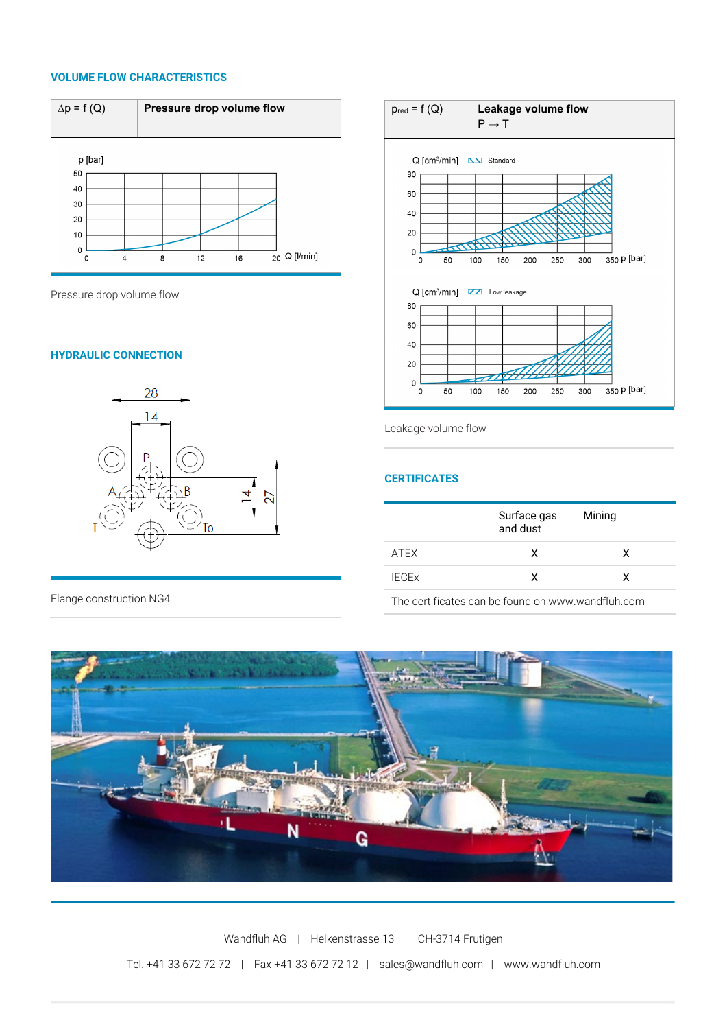## VOLUME FLOW CHARACTERISTICS

Δp = f (Q) | **Pressure drop volume flow**

p [bar]
50
40
30
20
10
0
0 4 8 12 16 20 Q [l/min]

Pressure drop volume flow

$p_{red}$ = f (Q) | **Leakage volume flow** P → T

Q [cm³/min] Standard
80
60
40
20
0
0 50 100 150 200 250 300 350 p [bar]

Q [cm³/min] Low leakage
80
60
40
20
0
0 50 100 150 200 250 300 350 p [bar]

Leakage volume flow

## HYDRAULIC CONNECTION

28
14
P
A
B
T
To
14
27

Flange construction NG4

## CERTIFICATES

| | Surface gas and dust | Mining |
|---|---|---|
| ATEX | X | X |
| IECEx | X | X |

The certificates can be found on www.wandfluh.com

Wandfluh AG | Helkenstrasse 13 | CH-3714 Frutigen

Tel. +41 33 672 72 72 | Fax +41 33 672 72 12 | sales@wandfluh.com | www.wandfluh.com